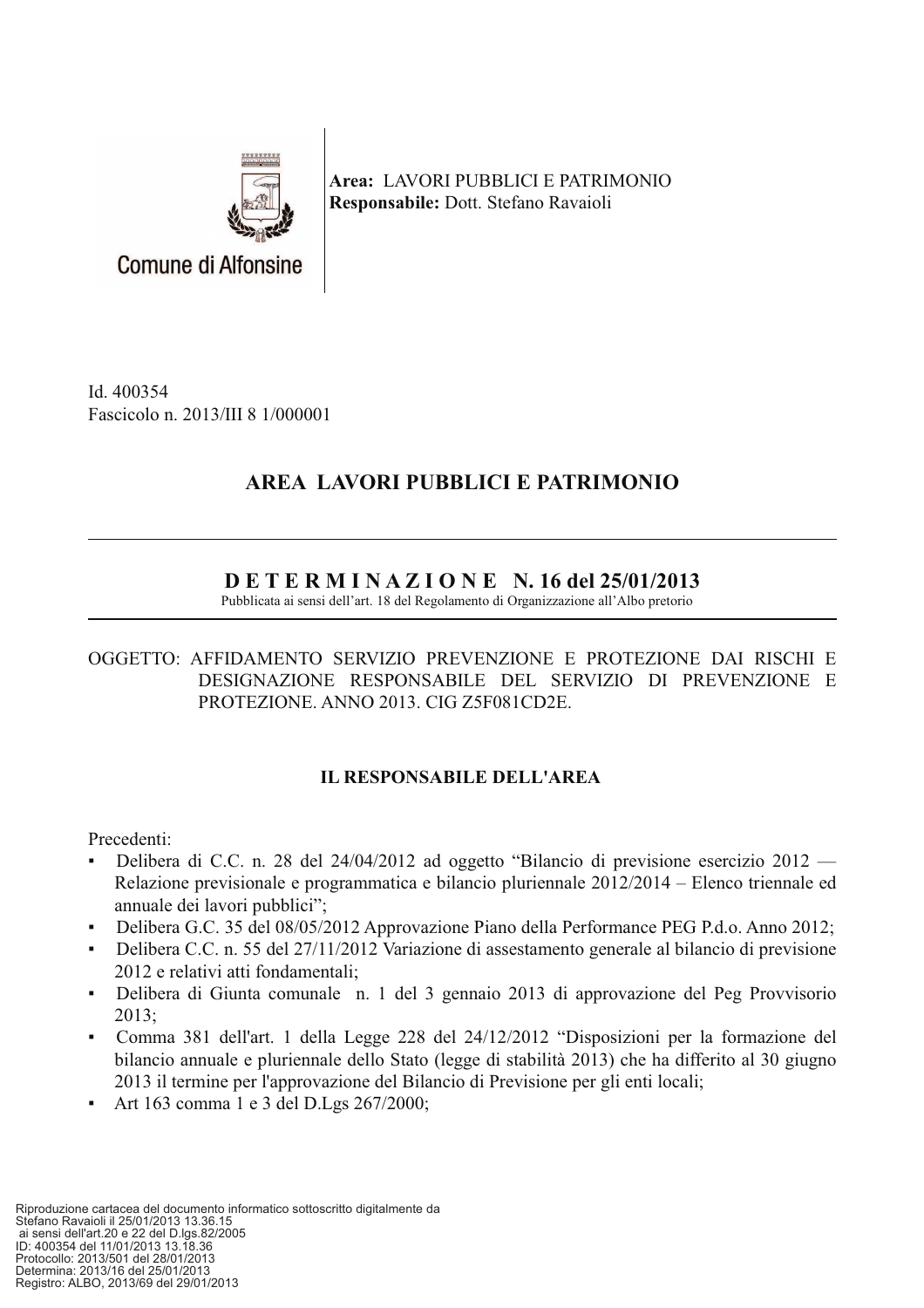Comune di Alfonsine

**Area:** LAVORI PUBBLICI E PATRIMONIO
**Responsabile:** Dott. Stefano Ravaioli

Id. 400354
Fascicolo n. 2013/III 8 1/000001

## AREA LAVORI PUBBLICI E PATRIMONIO

---

## D E T E R M I N A Z I O N E N. 16 del 25/01/2013

Pubblicata ai sensi dell'art. 18 del Regolamento di Organizzazione all'Albo pretorio

---

OGGETTO: AFFIDAMENTO SERVIZIO PREVENZIONE E PROTEZIONE DAI RISCHI E DESIGNAZIONE RESPONSABILE DEL SERVIZIO DI PREVENZIONE E PROTEZIONE. ANNO 2013. CIG Z5F081CD2E.

### IL RESPONSABILE DELL'AREA

Precedenti:

- Delibera di C.C. n. 28 del 24/04/2012 ad oggetto "Bilancio di previsione esercizio 2012 — Relazione previsionale e programmatica e bilancio pluriennale 2012/2014 – Elenco triennale ed annuale dei lavori pubblici";
- Delibera G.C. 35 del 08/05/2012 Approvazione Piano della Performance PEG P.d.o. Anno 2012;
- Delibera C.C. n. 55 del 27/11/2012 Variazione di assestamento generale al bilancio di previsione 2012 e relativi atti fondamentali;
- Delibera di Giunta comunale n. 1 del 3 gennaio 2013 di approvazione del Peg Provvisorio 2013;
- Comma 381 dell'art. 1 della Legge 228 del 24/12/2012 "Disposizioni per la formazione del bilancio annuale e pluriennale dello Stato (legge di stabilità 2013) che ha differito al 30 giugno 2013 il termine per l'approvazione del Bilancio di Previsione per gli enti locali;
- Art 163 comma 1 e 3 del D.Lgs 267/2000;

Riproduzione cartacea del documento informatico sottoscritto digitalmente da
Stefano Ravaioli il 25/01/2013 13.36.15
ai sensi dell'art.20 e 22 del D.lgs.82/2005
ID: 400354 del 11/01/2013 13.18.36
Protocollo: 2013/501 del 28/01/2013
Determina: 2013/16 del 25/01/2013
Registro: ALBO, 2013/69 del 29/01/2013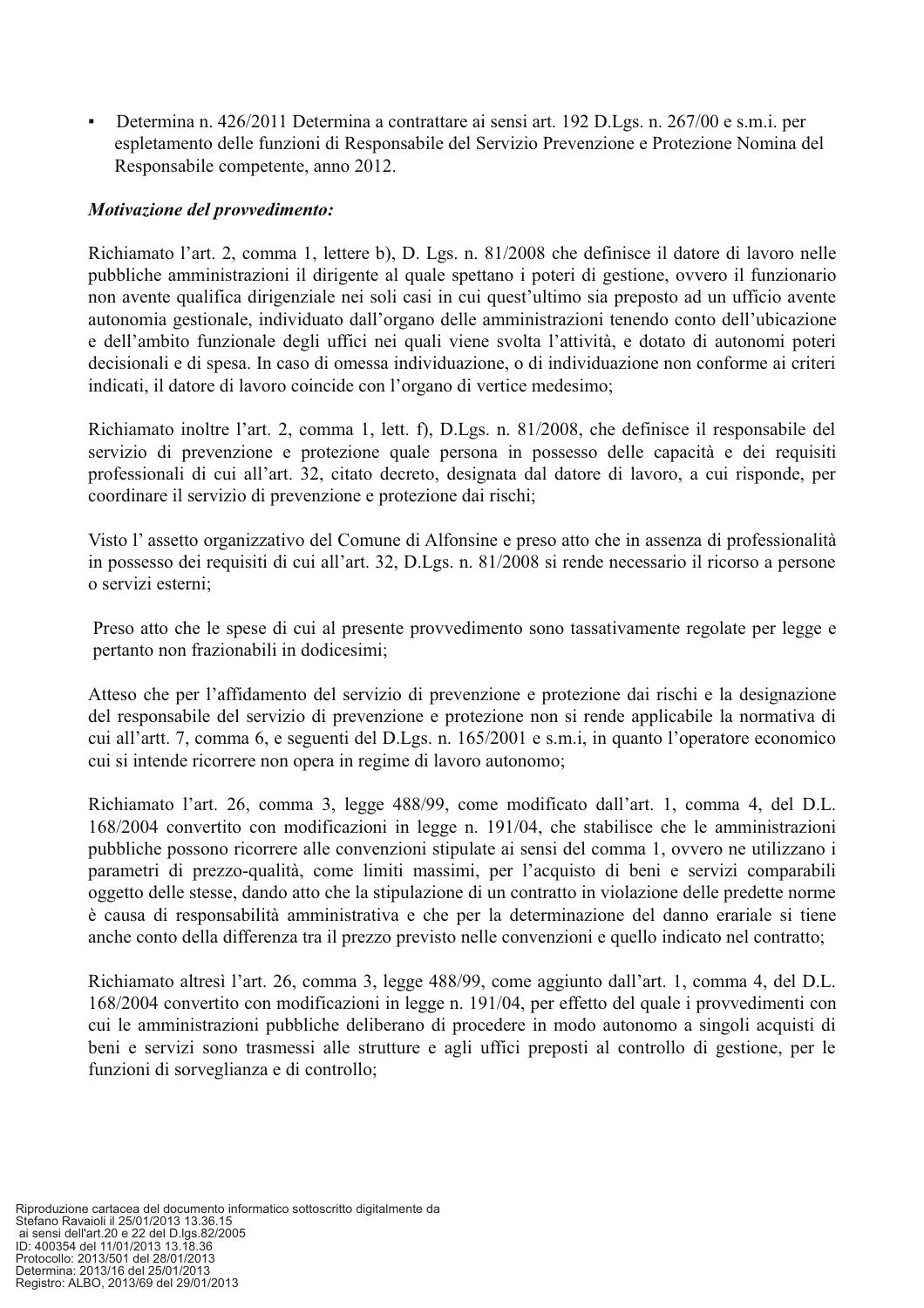- Determina n. 426/2011 Determina a contrattare ai sensi art. 192 D.Lgs. n. 267/00 e s.m.i. per espletamento delle funzioni di Responsabile del Servizio Prevenzione e Protezione Nomina del Responsabile competente, anno 2012.

***Motivazione del provvedimento:***

Richiamato l'art. 2, comma 1, lettere b), D. Lgs. n. 81/2008 che definisce il datore di lavoro nelle pubbliche amministrazioni il dirigente al quale spettano i poteri di gestione, ovvero il funzionario non avente qualifica dirigenziale nei soli casi in cui quest'ultimo sia preposto ad un ufficio avente autonomia gestionale, individuato dall'organo delle amministrazioni tenendo conto dell'ubicazione e dell'ambito funzionale degli uffici nei quali viene svolta l'attività, e dotato di autonomi poteri decisionali e di spesa. In caso di omessa individuazione, o di individuazione non conforme ai criteri indicati, il datore di lavoro coincide con l'organo di vertice medesimo;

Richiamato inoltre l'art. 2, comma 1, lett. f), D.Lgs. n. 81/2008, che definisce il responsabile del servizio di prevenzione e protezione quale persona in possesso delle capacità e dei requisiti professionali di cui all'art. 32, citato decreto, designata dal datore di lavoro, a cui risponde, per coordinare il servizio di prevenzione e protezione dai rischi;

Visto l' assetto organizzativo del Comune di Alfonsine e preso atto che in assenza di professionalità in possesso dei requisiti di cui all'art. 32, D.Lgs. n. 81/2008 si rende necessario il ricorso a persone o servizi esterni;

Preso atto che le spese di cui al presente provvedimento sono tassativamente regolate per legge e pertanto non frazionabili in dodicesimi;

Atteso che per l'affidamento del servizio di prevenzione e protezione dai rischi e la designazione del responsabile del servizio di prevenzione e protezione non si rende applicabile la normativa di cui all'artt. 7, comma 6, e seguenti del D.Lgs. n. 165/2001 e s.m.i, in quanto l'operatore economico cui si intende ricorrere non opera in regime di lavoro autonomo;

Richiamato l'art. 26, comma 3, legge 488/99, come modificato dall'art. 1, comma 4, del D.L. 168/2004 convertito con modificazioni in legge n. 191/04, che stabilisce che le amministrazioni pubbliche possono ricorrere alle convenzioni stipulate ai sensi del comma 1, ovvero ne utilizzano i parametri di prezzo-qualità, come limiti massimi, per l'acquisto di beni e servizi comparabili oggetto delle stesse, dando atto che la stipulazione di un contratto in violazione delle predette norme è causa di responsabilità amministrativa e che per la determinazione del danno erariale si tiene anche conto della differenza tra il prezzo previsto nelle convenzioni e quello indicato nel contratto;

Richiamato altresì l'art. 26, comma 3, legge 488/99, come aggiunto dall'art. 1, comma 4, del D.L. 168/2004 convertito con modificazioni in legge n. 191/04, per effetto del quale i provvedimenti con cui le amministrazioni pubbliche deliberano di procedere in modo autonomo a singoli acquisti di beni e servizi sono trasmessi alle strutture e agli uffici preposti al controllo di gestione, per le funzioni di sorveglianza e di controllo;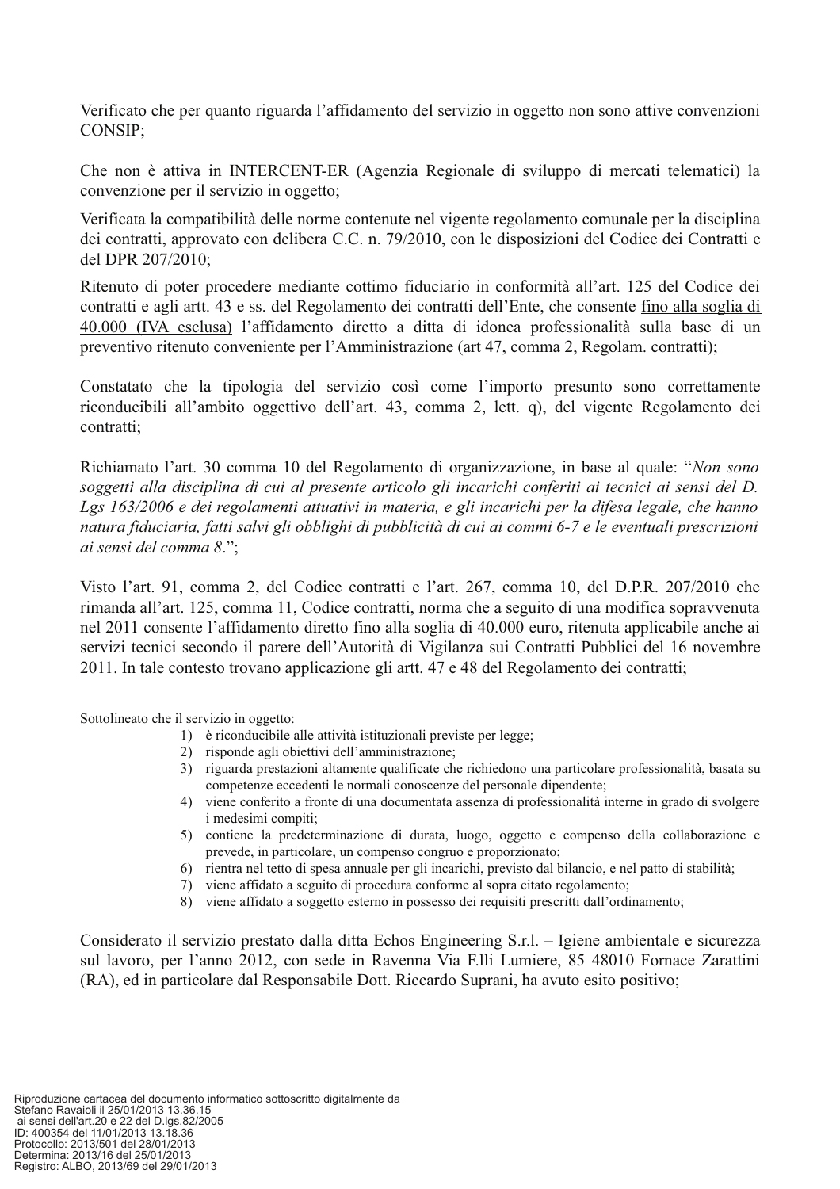Verificato che per quanto riguarda l'affidamento del servizio in oggetto non sono attive convenzioni CONSIP;

Che non è attiva in INTERCENT-ER (Agenzia Regionale di sviluppo di mercati telematici) la convenzione per il servizio in oggetto;

Verificata la compatibilità delle norme contenute nel vigente regolamento comunale per la disciplina dei contratti, approvato con delibera C.C. n. 79/2010, con le disposizioni del Codice dei Contratti e del DPR 207/2010;

Ritenuto di poter procedere mediante cottimo fiduciario in conformità all'art. 125 del Codice dei contratti e agli artt. 43 e ss. del Regolamento dei contratti dell'Ente, che consente fino alla soglia di 40.000 (IVA esclusa) l'affidamento diretto a ditta di idonea professionalità sulla base di un preventivo ritenuto conveniente per l'Amministrazione (art 47, comma 2, Regolam. contratti);

Constatato che la tipologia del servizio così come l'importo presunto sono correttamente riconducibili all'ambito oggettivo dell'art. 43, comma 2, lett. q), del vigente Regolamento dei contratti;

Richiamato l'art. 30 comma 10 del Regolamento di organizzazione, in base al quale: "*Non sono soggetti alla disciplina di cui al presente articolo gli incarichi conferiti ai tecnici ai sensi del D. Lgs 163/2006 e dei regolamenti attuativi in materia, e gli incarichi per la difesa legale, che hanno natura fiduciaria, fatti salvi gli obblighi di pubblicità di cui ai commi 6-7 e le eventuali prescrizioni ai sensi del comma 8*.";

Visto l'art. 91, comma 2, del Codice contratti e l'art. 267, comma 10, del D.P.R. 207/2010 che rimanda all'art. 125, comma 11, Codice contratti, norma che a seguito di una modifica sopravvenuta nel 2011 consente l'affidamento diretto fino alla soglia di 40.000 euro, ritenuta applicabile anche ai servizi tecnici secondo il parere dell'Autorità di Vigilanza sui Contratti Pubblici del 16 novembre 2011. In tale contesto trovano applicazione gli artt. 47 e 48 del Regolamento dei contratti;

Sottolineato che il servizio in oggetto:

1) è riconducibile alle attività istituzionali previste per legge;
2) risponde agli obiettivi dell'amministrazione;
3) riguarda prestazioni altamente qualificate che richiedono una particolare professionalità, basata su competenze eccedenti le normali conoscenze del personale dipendente;
4) viene conferito a fronte di una documentata assenza di professionalità interne in grado di svolgere i medesimi compiti;
5) contiene la predeterminazione di durata, luogo, oggetto e compenso della collaborazione e prevede, in particolare, un compenso congruo e proporzionato;
6) rientra nel tetto di spesa annuale per gli incarichi, previsto dal bilancio, e nel patto di stabilità;
7) viene affidato a seguito di procedura conforme al sopra citato regolamento;
8) viene affidato a soggetto esterno in possesso dei requisiti prescritti dall'ordinamento;

Considerato il servizio prestato dalla ditta Echos Engineering S.r.l. – Igiene ambientale e sicurezza sul lavoro, per l'anno 2012, con sede in Ravenna Via F.lli Lumiere, 85 48010 Fornace Zarattini (RA), ed in particolare dal Responsabile Dott. Riccardo Suprani, ha avuto esito positivo;

Riproduzione cartacea del documento informatico sottoscritto digitalmente da
Stefano Ravaioli il 25/01/2013 13.36.15
ai sensi dell'art.20 e 22 del D.lgs.82/2005
ID: 400354 del 11/01/2013 13.18.36
Protocollo: 2013/501 del 28/01/2013
Determina: 2013/16 del 25/01/2013
Registro: ALBO, 2013/69 del 29/01/2013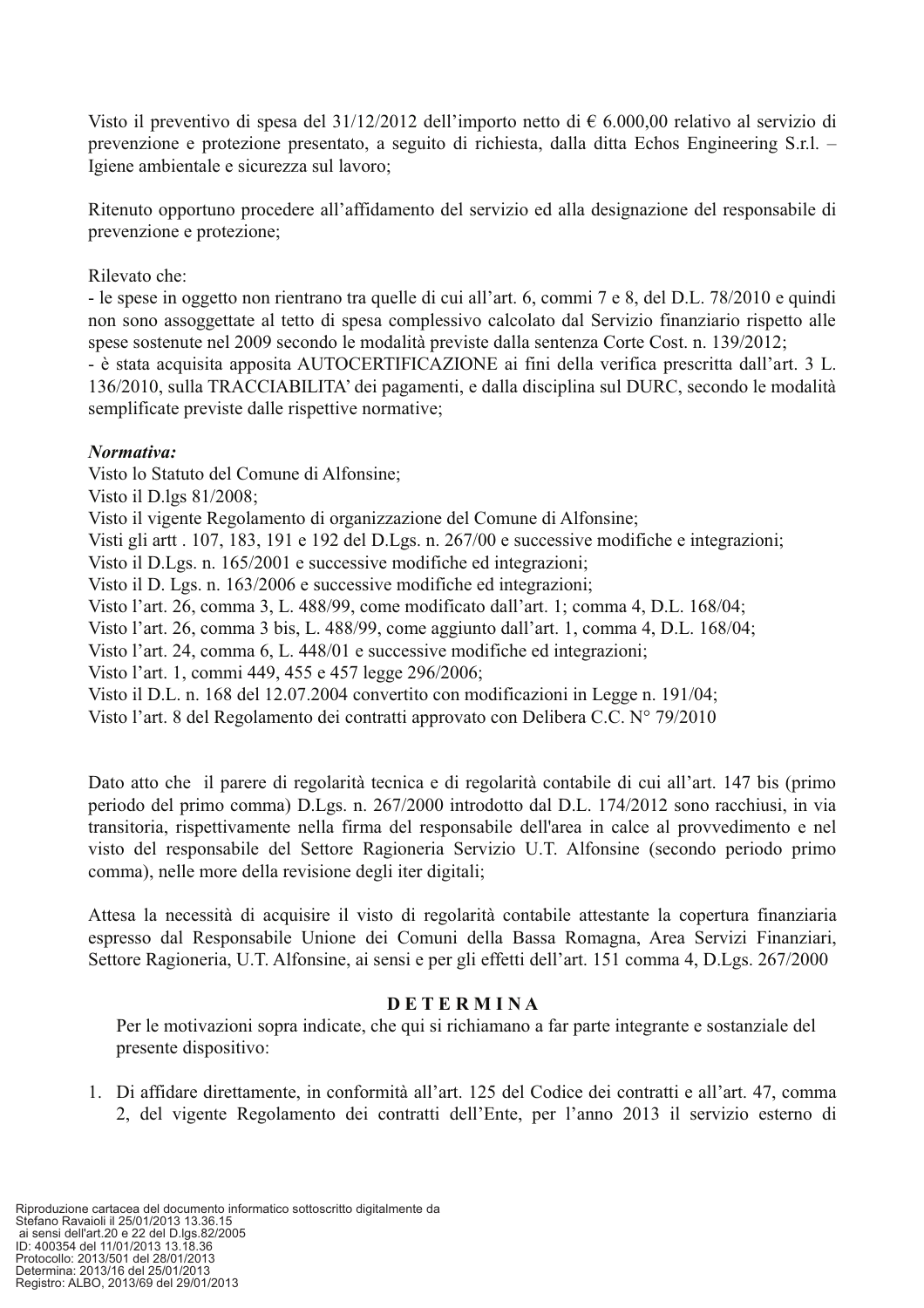Visto il preventivo di spesa del 31/12/2012 dell'importo netto di € 6.000,00 relativo al servizio di prevenzione e protezione presentato, a seguito di richiesta, dalla ditta Echos Engineering S.r.l. – Igiene ambientale e sicurezza sul lavoro;

Ritenuto opportuno procedere all'affidamento del servizio ed alla designazione del responsabile di prevenzione e protezione;

Rilevato che:
- le spese in oggetto non rientrano tra quelle di cui all'art. 6, commi 7 e 8, del D.L. 78/2010 e quindi non sono assoggettate al tetto di spesa complessivo calcolato dal Servizio finanziario rispetto alle spese sostenute nel 2009 secondo le modalità previste dalla sentenza Corte Cost. n. 139/2012;
- è stata acquisita apposita AUTOCERTIFICAZIONE ai fini della verifica prescritta dall'art. 3 L. 136/2010, sulla TRACCIABILITA' dei pagamenti, e dalla disciplina sul DURC, secondo le modalità semplificate previste dalle rispettive normative;

***Normativa:***
Visto lo Statuto del Comune di Alfonsine;
Visto il D.lgs 81/2008;
Visto il vigente Regolamento di organizzazione del Comune di Alfonsine;
Visti gli artt . 107, 183, 191 e 192 del D.Lgs. n. 267/00 e successive modifiche e integrazioni;
Visto il D.Lgs. n. 165/2001 e successive modifiche ed integrazioni;
Visto il D. Lgs. n. 163/2006 e successive modifiche ed integrazioni;
Visto l'art. 26, comma 3, L. 488/99, come modificato dall'art. 1; comma 4, D.L. 168/04;
Visto l'art. 26, comma 3 bis, L. 488/99, come aggiunto dall'art. 1, comma 4, D.L. 168/04;
Visto l'art. 24, comma 6, L. 448/01 e successive modifiche ed integrazioni;
Visto l'art. 1, commi 449, 455 e 457 legge 296/2006;
Visto il D.L. n. 168 del 12.07.2004 convertito con modificazioni in Legge n. 191/04;
Visto l'art. 8 del Regolamento dei contratti approvato con Delibera C.C. N° 79/2010

Dato atto che il parere di regolarità tecnica e di regolarità contabile di cui all'art. 147 bis (primo periodo del primo comma) D.Lgs. n. 267/2000 introdotto dal D.L. 174/2012 sono racchiusi, in via transitoria, rispettivamente nella firma del responsabile dell'area in calce al provvedimento e nel visto del responsabile del Settore Ragioneria Servizio U.T. Alfonsine (secondo periodo primo comma), nelle more della revisione degli iter digitali;

Attesa la necessità di acquisire il visto di regolarità contabile attestante la copertura finanziaria espresso dal Responsabile Unione dei Comuni della Bassa Romagna, Area Servizi Finanziari, Settore Ragioneria, U.T. Alfonsine, ai sensi e per gli effetti dell'art. 151 comma 4, D.Lgs. 267/2000

**D E T E R M I N A**

Per le motivazioni sopra indicate, che qui si richiamano a far parte integrante e sostanziale del presente dispositivo:

1. Di affidare direttamente, in conformità all'art. 125 del Codice dei contratti e all'art. 47, comma 2, del vigente Regolamento dei contratti dell'Ente, per l'anno 2013 il servizio esterno di

Riproduzione cartacea del documento informatico sottoscritto digitalmente da
Stefano Ravaioli il 25/01/2013 13.36.15
ai sensi dell'art.20 e 22 del D.lgs.82/2005
ID: 400354 del 11/01/2013 13.18.36
Protocollo: 2013/501 del 28/01/2013
Determina: 2013/16 del 25/01/2013
Registro: ALBO, 2013/69 del 29/01/2013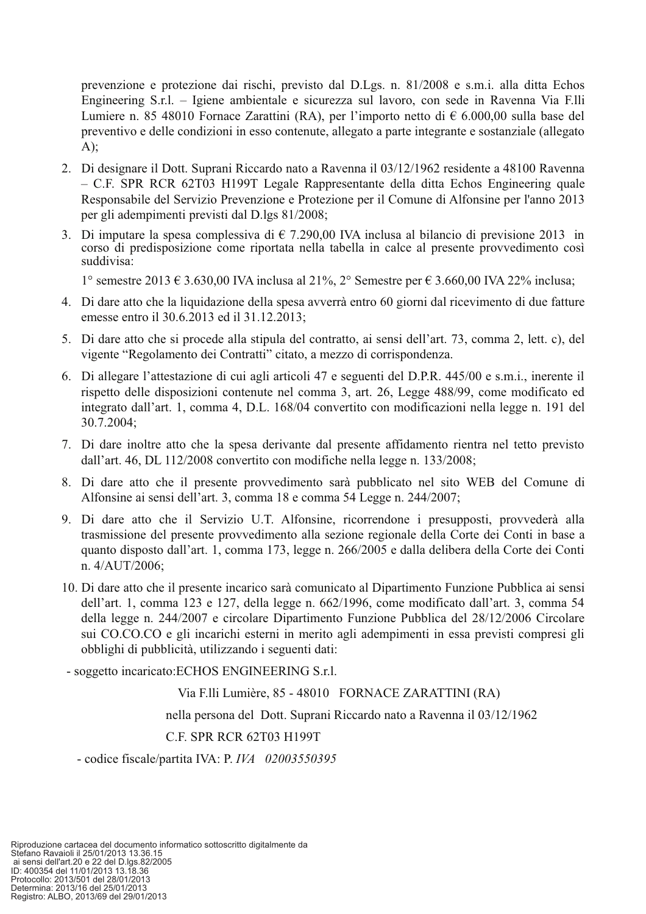prevenzione e protezione dai rischi, previsto dal D.Lgs. n. 81/2008 e s.m.i. alla ditta Echos Engineering S.r.l. – Igiene ambientale e sicurezza sul lavoro, con sede in Ravenna Via F.lli Lumiere n. 85 48010 Fornace Zarattini (RA), per l'importo netto di € 6.000,00 sulla base del preventivo e delle condizioni in esso contenute, allegato a parte integrante e sostanziale (allegato A);

2. Di designare il Dott. Suprani Riccardo nato a Ravenna il 03/12/1962 residente a 48100 Ravenna – C.F. SPR RCR 62T03 H199T Legale Rappresentante della ditta Echos Engineering quale Responsabile del Servizio Prevenzione e Protezione per il Comune di Alfonsine per l'anno 2013 per gli adempimenti previsti dal D.lgs 81/2008;
3. Di imputare la spesa complessiva di € 7.290,00 IVA inclusa al bilancio di previsione 2013 in corso di predisposizione come riportata nella tabella in calce al presente provvedimento così suddivisa:

   1° semestre 2013 € 3.630,00 IVA inclusa al 21%, 2° Semestre per € 3.660,00 IVA 22% inclusa;
4. Di dare atto che la liquidazione della spesa avverrà entro 60 giorni dal ricevimento di due fatture emesse entro il 30.6.2013 ed il 31.12.2013;
5. Di dare atto che si procede alla stipula del contratto, ai sensi dell'art. 73, comma 2, lett. c), del vigente "Regolamento dei Contratti" citato, a mezzo di corrispondenza.
6. Di allegare l'attestazione di cui agli articoli 47 e seguenti del D.P.R. 445/00 e s.m.i., inerente il rispetto delle disposizioni contenute nel comma 3, art. 26, Legge 488/99, come modificato ed integrato dall'art. 1, comma 4, D.L. 168/04 convertito con modificazioni nella legge n. 191 del 30.7.2004;
7. Di dare inoltre atto che la spesa derivante dal presente affidamento rientra nel tetto previsto dall'art. 46, DL 112/2008 convertito con modifiche nella legge n. 133/2008;
8. Di dare atto che il presente provvedimento sarà pubblicato nel sito WEB del Comune di Alfonsine ai sensi dell'art. 3, comma 18 e comma 54 Legge n. 244/2007;
9. Di dare atto che il Servizio U.T. Alfonsine, ricorrendone i presupposti, provvederà alla trasmissione del presente provvedimento alla sezione regionale della Corte dei Conti in base a quanto disposto dall'art. 1, comma 173, legge n. 266/2005 e dalla delibera della Corte dei Conti n. 4/AUT/2006;
10. Di dare atto che il presente incarico sarà comunicato al Dipartimento Funzione Pubblica ai sensi dell'art. 1, comma 123 e 127, della legge n. 662/1996, come modificato dall'art. 3, comma 54 della legge n. 244/2007 e circolare Dipartimento Funzione Pubblica del 28/12/2006 Circolare sui CO.CO.CO e gli incarichi esterni in merito agli adempimenti in essa previsti compresi gli obblighi di pubblicità, utilizzando i seguenti dati:

- soggetto incaricato:ECHOS ENGINEERING S.r.l.

  Via F.lli Lumière, 85 - 48010 FORNACE ZARATTINI (RA)

  nella persona del Dott. Suprani Riccardo nato a Ravenna il 03/12/1962

  C.F. SPR RCR 62T03 H199T

- codice fiscale/partita IVA: P. *IVA 02003550395*

Riproduzione cartacea del documento informatico sottoscritto digitalmente da
Stefano Ravaioli il 25/01/2013 13.36.15
ai sensi dell'art.20 e 22 del D.lgs.82/2005
ID: 400354 del 11/01/2013 13.18.36
Protocollo: 2013/501 del 28/01/2013
Determina: 2013/16 del 25/01/2013
Registro: ALBO, 2013/69 del 29/01/2013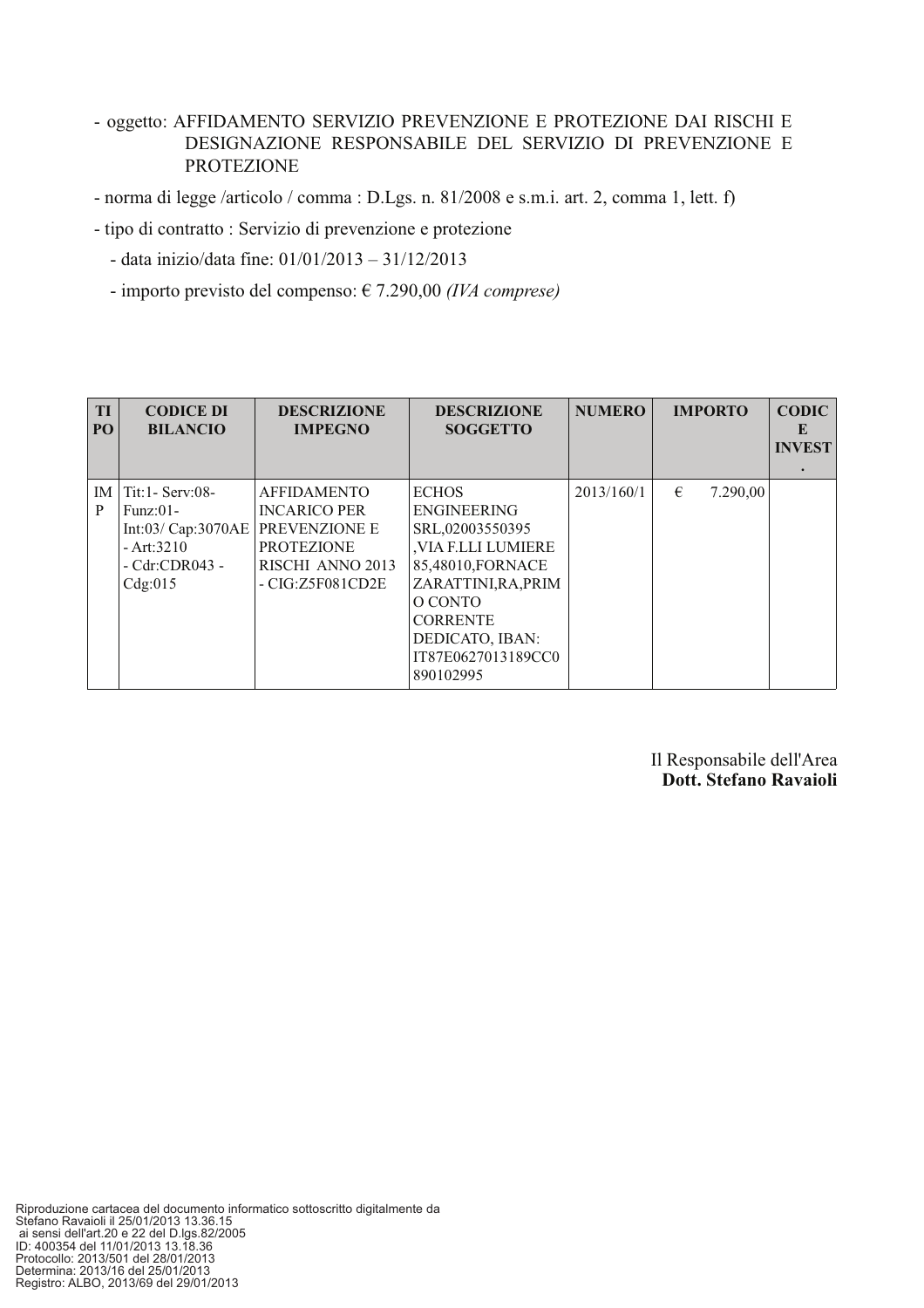- oggetto: AFFIDAMENTO SERVIZIO PREVENZIONE E PROTEZIONE DAI RISCHI E DESIGNAZIONE RESPONSABILE DEL SERVIZIO DI PREVENZIONE E PROTEZIONE

- norma di legge /articolo / comma : D.Lgs. n. 81/2008 e s.m.i. art. 2, comma 1, lett. f)

- tipo di contratto : Servizio di prevenzione e protezione

  - data inizio/data fine: 01/01/2013 – 31/12/2013

  - importo previsto del compenso: € 7.290,00 *(IVA comprese)*

| TIPO | CODICE DI BILANCIO | DESCRIZIONE IMPEGNO | DESCRIZIONE SOGGETTO | NUMERO | IMPORTO | CODICE INVEST. |
|---|---|---|---|---|---|---|
| IMP | Tit:1- Serv:08- Funz:01- Int:03/ Cap:3070AE - Art:3210 - Cdr:CDR043 - Cdg:015 | AFFIDAMENTO INCARICO PER PREVENZIONE E PROTEZIONE RISCHI ANNO 2013 - CIG:Z5F081CD2E | ECHOS ENGINEERING SRL,02003550395 ,VIA F.LLI LUMIERE 85,48010,FORNACE ZARATTINI,RA,PRIMO CONTO CORRENTE DEDICATO, IBAN: IT87E0627013189CC0890102995 | 2013/160/1 | € 7.290,00 | |

Il Responsabile dell'Area
**Dott. Stefano Ravaioli**

Riproduzione cartacea del documento informatico sottoscritto digitalmente da Stefano Ravaioli il 25/01/2013 13.36.15 ai sensi dell'art.20 e 22 del D.lgs.82/2005
ID: 400354 del 11/01/2013 13.18.36
Protocollo: 2013/501 del 28/01/2013
Determina: 2013/16 del 25/01/2013
Registro: ALBO, 2013/69 del 29/01/2013